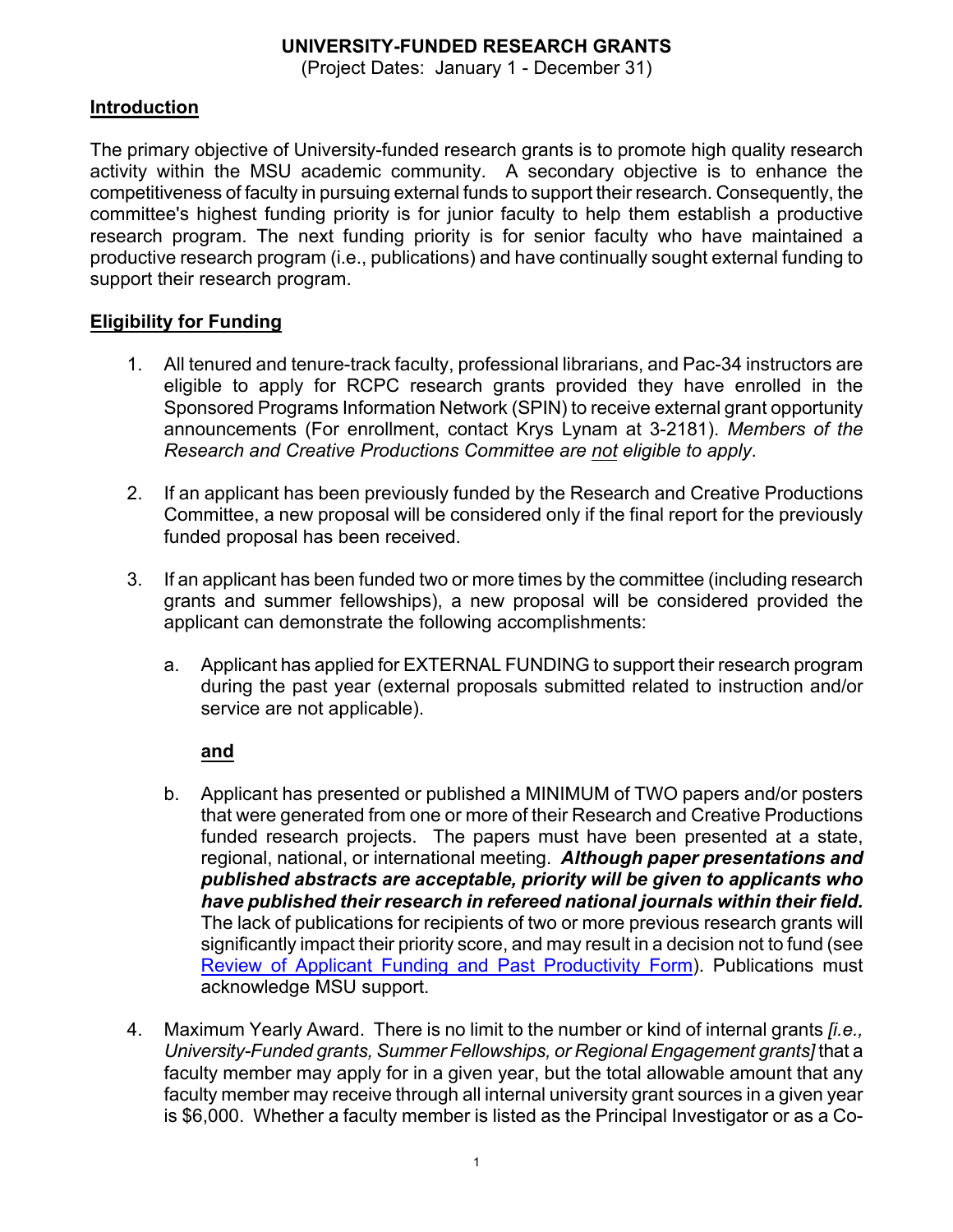# UNIVERSITY-FUNDED RESEARCH GRANTS

(Project Dates: January 1 - December 31)

## Introduction

The primary objective of University-funded research grants is to promote high quality research activity within the MSU academic community. A secondary objective is to enhance the competitiveness of faculty in pursuing external funds to support their research. Consequently, the committee's highest funding priority is for junior faculty to help them establish a productive research program. The next funding priority is for senior faculty who have maintained a productive research program (i.e., publications) and have continually sought external funding to support their research program.

## Eligibility for Funding

1. All tenured and tenure-track faculty, professional librarians, and Pac-34 instructors are eligible to apply for RCPC research grants provided they have enrolled in the Sponsored Programs Information Network (SPIN) to receive external grant opportunity announcements (For enrollment, contact Krys Lynam at 3-2181). *Members of the Research and Creative Productions Committee are not eligible to apply*.

2. If an applicant has been previously funded by the Research and Creative Productions Committee, a new proposal will be considered only if the final report for the previously funded proposal has been received.

3. If an applicant has been funded two or more times by the committee (including research grants and summer fellowships), a new proposal will be considered provided the applicant can demonstrate the following accomplishments:

   a. Applicant has applied for EXTERNAL FUNDING to support their research program during the past year (external proposals submitted related to instruction and/or service are not applicable).

   **and**

   b. Applicant has presented or published a MINIMUM of TWO papers and/or posters that were generated from one or more of their Research and Creative Productions funded research projects. The papers must have been presented at a state, regional, national, or international meeting. ***Although paper presentations and published abstracts are acceptable, priority will be given to applicants who have published their research in refereed national journals within their field.*** The lack of publications for recipients of two or more previous research grants will significantly impact their priority score, and may result in a decision not to fund (see Review of Applicant Funding and Past Productivity Form). Publications must acknowledge MSU support.

4. Maximum Yearly Award. There is no limit to the number or kind of internal grants *[i.e., University-Funded grants, Summer Fellowships, or Regional Engagement grants]* that a faculty member may apply for in a given year, but the total allowable amount that any faculty member may receive through all internal university grant sources in a given year is $6,000. Whether a faculty member is listed as the Principal Investigator or as a Co-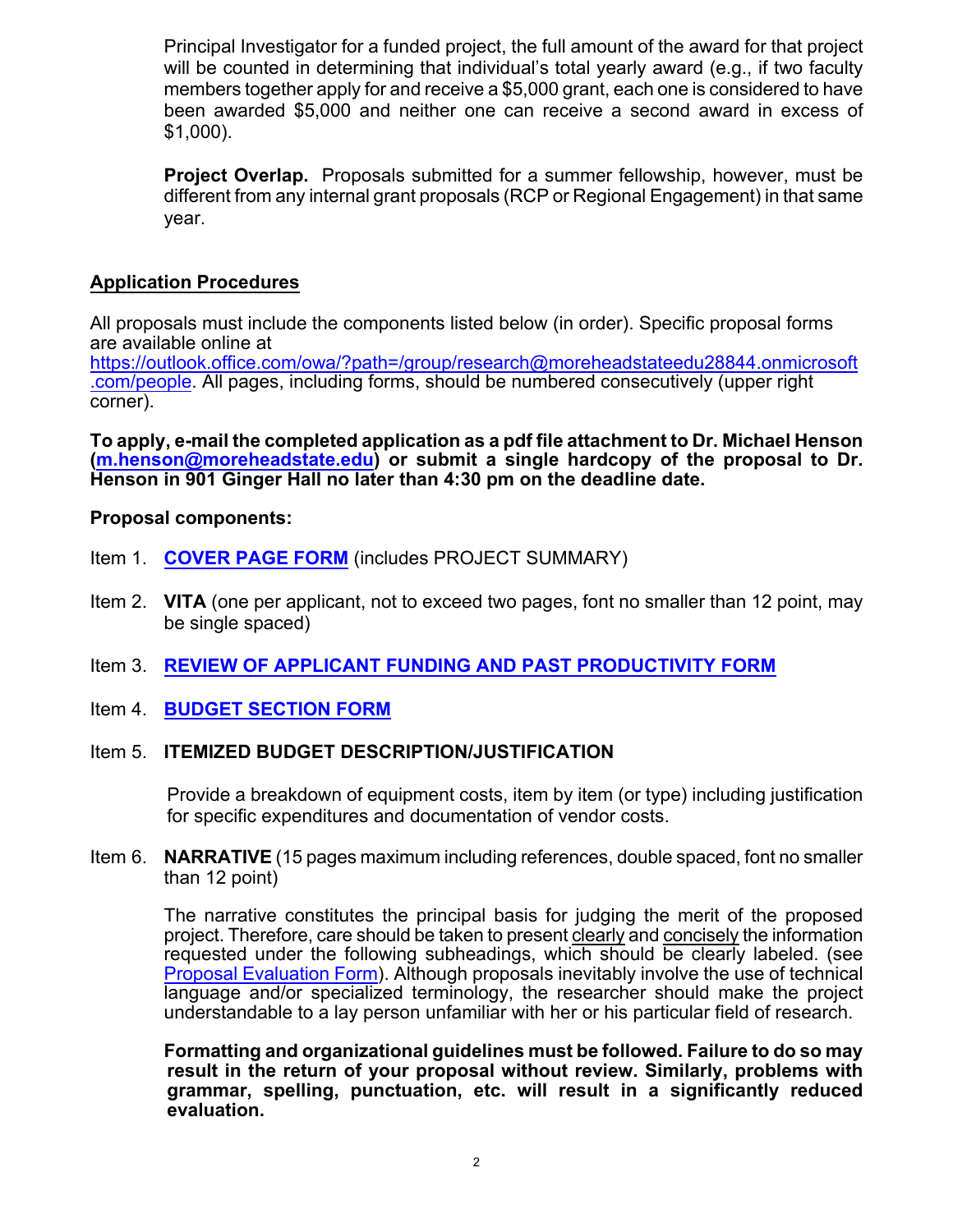Principal Investigator for a funded project, the full amount of the award for that project will be counted in determining that individual's total yearly award (e.g., if two faculty members together apply for and receive a $5,000 grant, each one is considered to have been awarded $5,000 and neither one can receive a second award in excess of $1,000).

**Project Overlap.** Proposals submitted for a summer fellowship, however, must be different from any internal grant proposals (RCP or Regional Engagement) in that same year.

## Application Procedures

All proposals must include the components listed below (in order). Specific proposal forms are available online at https://outlook.office.com/owa/?path=/group/research@moreheadstateedu28844.onmicrosoft.com/people. All pages, including forms, should be numbered consecutively (upper right corner).

**To apply, e-mail the completed application as a pdf file attachment to Dr. Michael Henson (m.henson@moreheadstate.edu) or submit a single hardcopy of the proposal to Dr. Henson in 901 Ginger Hall no later than 4:30 pm on the deadline date.**

**Proposal components:**

Item 1. **COVER PAGE FORM** (includes PROJECT SUMMARY)

Item 2. **VITA** (one per applicant, not to exceed two pages, font no smaller than 12 point, may be single spaced)

Item 3. **REVIEW OF APPLICANT FUNDING AND PAST PRODUCTIVITY FORM**

Item 4. **BUDGET SECTION FORM**

Item 5. **ITEMIZED BUDGET DESCRIPTION/JUSTIFICATION**

Provide a breakdown of equipment costs, item by item (or type) including justification for specific expenditures and documentation of vendor costs.

Item 6. **NARRATIVE** (15 pages maximum including references, double spaced, font no smaller than 12 point)

The narrative constitutes the principal basis for judging the merit of the proposed project. Therefore, care should be taken to present clearly and concisely the information requested under the following subheadings, which should be clearly labeled. (see Proposal Evaluation Form). Although proposals inevitably involve the use of technical language and/or specialized terminology, the researcher should make the project understandable to a lay person unfamiliar with her or his particular field of research.

**Formatting and organizational guidelines must be followed. Failure to do so may result in the return of your proposal without review. Similarly, problems with grammar, spelling, punctuation, etc. will result in a significantly reduced evaluation.**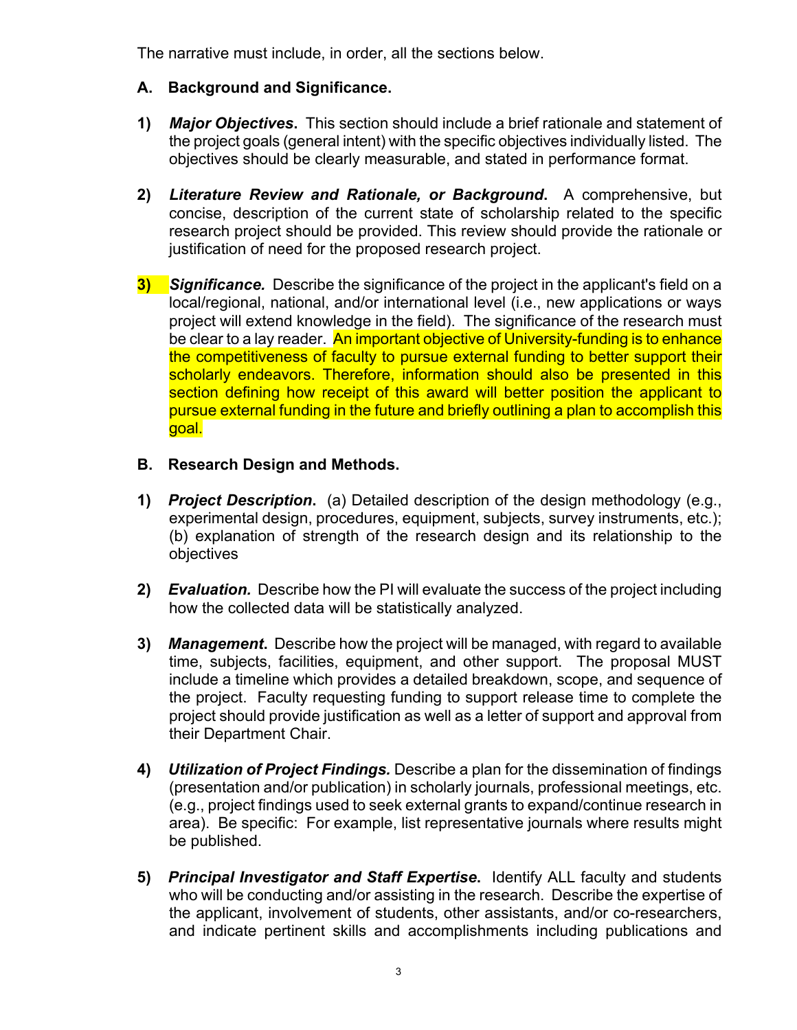The narrative must include, in order, all the sections below.

## A. Background and Significance.

**1)** ***Major Objectives*.** This section should include a brief rationale and statement of the project goals (general intent) with the specific objectives individually listed. The objectives should be clearly measurable, and stated in performance format.

**2)** ***Literature Review and Rationale, or Background*.** A comprehensive, but concise, description of the current state of scholarship related to the specific research project should be provided. This review should provide the rationale or justification of need for the proposed research project.

**3)** ***Significance.*** Describe the significance of the project in the applicant's field on a local/regional, national, and/or international level (i.e., new applications or ways project will extend knowledge in the field). The significance of the research must be clear to a lay reader. An important objective of University-funding is to enhance the competitiveness of faculty to pursue external funding to better support their scholarly endeavors. Therefore, information should also be presented in this section defining how receipt of this award will better position the applicant to pursue external funding in the future and briefly outlining a plan to accomplish this goal.

## B. Research Design and Methods.

**1)** ***Project Description*.** (a) Detailed description of the design methodology (e.g., experimental design, procedures, equipment, subjects, survey instruments, etc.); (b) explanation of strength of the research design and its relationship to the objectives

**2)** ***Evaluation.*** Describe how the PI will evaluate the success of the project including how the collected data will be statistically analyzed.

**3)** ***Management*.** Describe how the project will be managed, with regard to available time, subjects, facilities, equipment, and other support. The proposal MUST include a timeline which provides a detailed breakdown, scope, and sequence of the project. Faculty requesting funding to support release time to complete the project should provide justification as well as a letter of support and approval from their Department Chair.

**4)** ***Utilization of Project Findings.*** Describe a plan for the dissemination of findings (presentation and/or publication) in scholarly journals, professional meetings, etc. (e.g., project findings used to seek external grants to expand/continue research in area). Be specific: For example, list representative journals where results might be published.

**5)** ***Principal Investigator and Staff Expertise*.** Identify ALL faculty and students who will be conducting and/or assisting in the research. Describe the expertise of the applicant, involvement of students, other assistants, and/or co-researchers, and indicate pertinent skills and accomplishments including publications and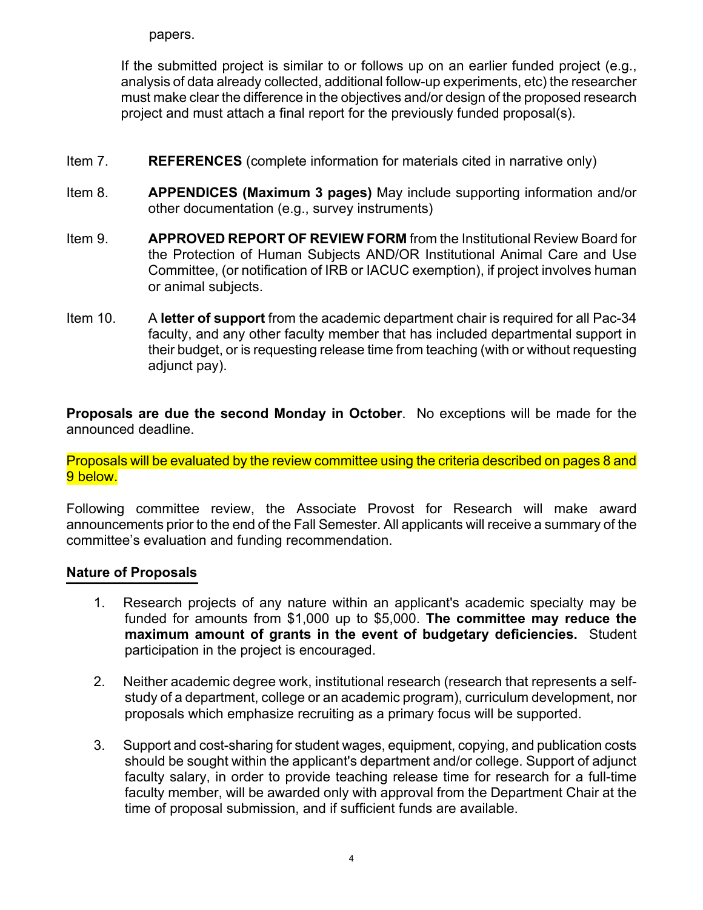papers.

If the submitted project is similar to or follows up on an earlier funded project (e.g., analysis of data already collected, additional follow-up experiments, etc) the researcher must make clear the difference in the objectives and/or design of the proposed research project and must attach a final report for the previously funded proposal(s).

Item 7. **REFERENCES** (complete information for materials cited in narrative only)

Item 8. **APPENDICES (Maximum 3 pages)** May include supporting information and/or other documentation (e.g., survey instruments)

Item 9. **APPROVED REPORT OF REVIEW FORM** from the Institutional Review Board for the Protection of Human Subjects AND/OR Institutional Animal Care and Use Committee, (or notification of IRB or IACUC exemption), if project involves human or animal subjects.

Item 10. A **letter of support** from the academic department chair is required for all Pac-34 faculty, and any other faculty member that has included departmental support in their budget, or is requesting release time from teaching (with or without requesting adjunct pay).

**Proposals are due the second Monday in October**. No exceptions will be made for the announced deadline.

Proposals will be evaluated by the review committee using the criteria described on pages 8 and 9 below.

Following committee review, the Associate Provost for Research will make award announcements prior to the end of the Fall Semester. All applicants will receive a summary of the committee's evaluation and funding recommendation.

## Nature of Proposals

1. Research projects of any nature within an applicant's academic specialty may be funded for amounts from $1,000 up to $5,000. **The committee may reduce the maximum amount of grants in the event of budgetary deficiencies.** Student participation in the project is encouraged.

2. Neither academic degree work, institutional research (research that represents a self-study of a department, college or an academic program), curriculum development, nor proposals which emphasize recruiting as a primary focus will be supported.

3. Support and cost-sharing for student wages, equipment, copying, and publication costs should be sought within the applicant's department and/or college. Support of adjunct faculty salary, in order to provide teaching release time for research for a full-time faculty member, will be awarded only with approval from the Department Chair at the time of proposal submission, and if sufficient funds are available.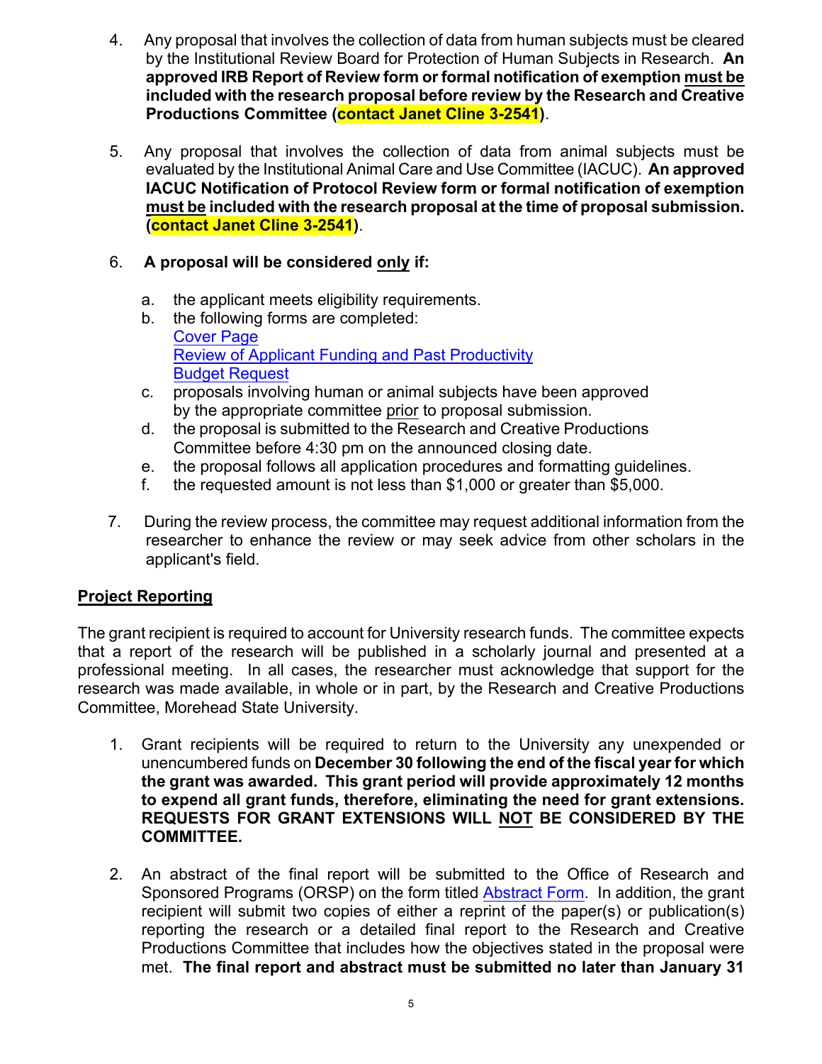4. Any proposal that involves the collection of data from human subjects must be cleared by the Institutional Review Board for Protection of Human Subjects in Research. **An approved IRB Report of Review form or formal notification of exemption <u>must be</u> included with the research proposal before review by the Research and Creative Productions Committee (contact Janet Cline 3-2541)**.

5. Any proposal that involves the collection of data from animal subjects must be evaluated by the Institutional Animal Care and Use Committee (IACUC). **An approved IACUC Notification of Protocol Review form or formal notification of exemption <u>must be</u> included with the research proposal at the time of proposal submission. (contact Janet Cline 3-2541)**.

6. **A proposal will be considered <u>only</u> if:**

   a. the applicant meets eligibility requirements.
   b. the following forms are completed:
      Cover Page
      Review of Applicant Funding and Past Productivity
      Budget Request
   c. proposals involving human or animal subjects have been approved by the appropriate committee <u>prior</u> to proposal submission.
   d. the proposal is submitted to the Research and Creative Productions Committee before 4:30 pm on the announced closing date.
   e. the proposal follows all application procedures and formatting guidelines.
   f. the requested amount is not less than $1,000 or greater than $5,000.

7. During the review process, the committee may request additional information from the researcher to enhance the review or may seek advice from other scholars in the applicant's field.

## Project Reporting

The grant recipient is required to account for University research funds. The committee expects that a report of the research will be published in a scholarly journal and presented at a professional meeting. In all cases, the researcher must acknowledge that support for the research was made available, in whole or in part, by the Research and Creative Productions Committee, Morehead State University.

1. Grant recipients will be required to return to the University any unexpended or unencumbered funds on **December 30 following the end of the fiscal year for which the grant was awarded. This grant period will provide approximately 12 months to expend all grant funds, therefore, eliminating the need for grant extensions. REQUESTS FOR GRANT EXTENSIONS WILL <u>NOT</u> BE CONSIDERED BY THE COMMITTEE.**

2. An abstract of the final report will be submitted to the Office of Research and Sponsored Programs (ORSP) on the form titled Abstract Form. In addition, the grant recipient will submit two copies of either a reprint of the paper(s) or publication(s) reporting the research or a detailed final report to the Research and Creative Productions Committee that includes how the objectives stated in the proposal were met. **The final report and abstract must be submitted no later than January 31**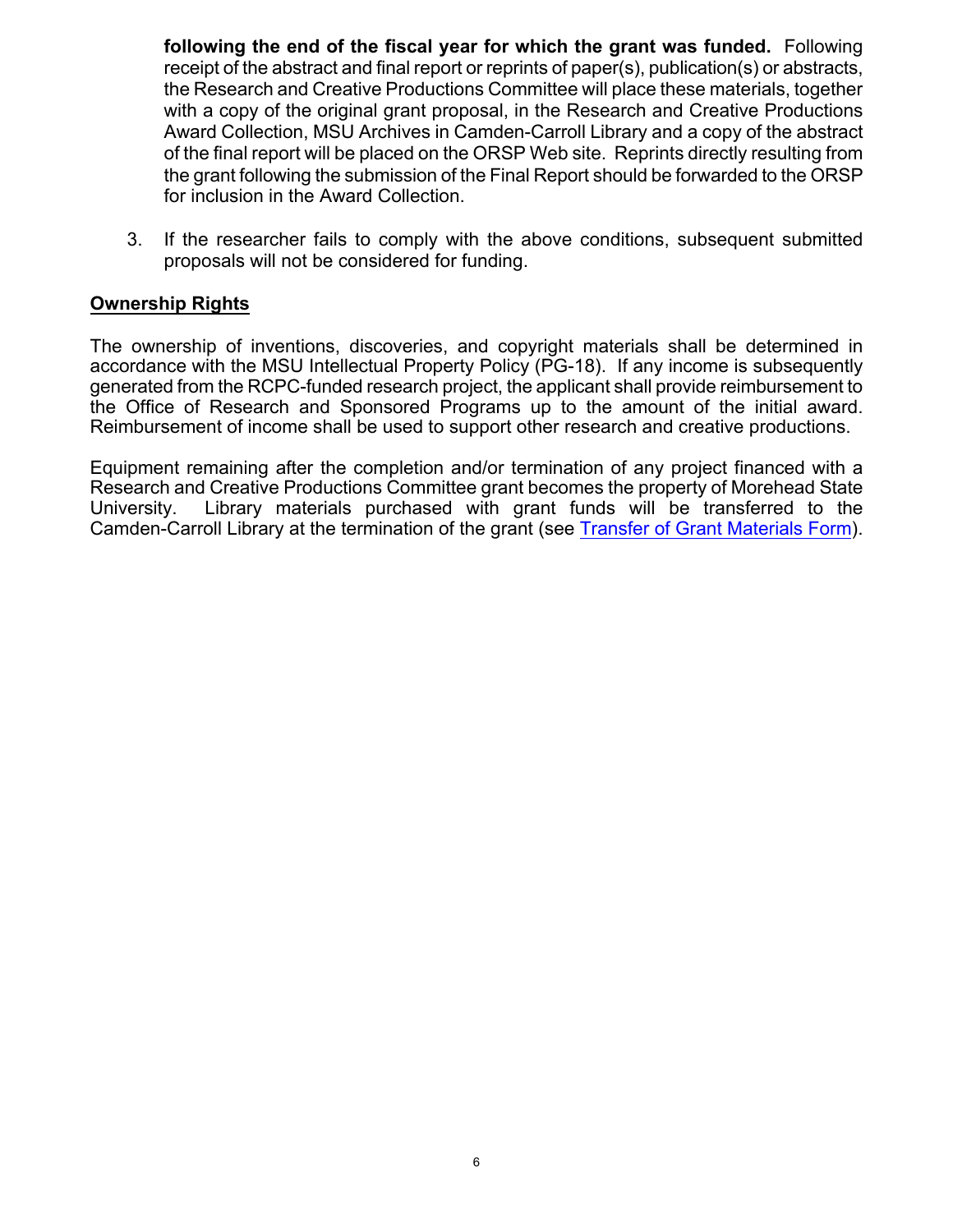**following the end of the fiscal year for which the grant was funded.** Following receipt of the abstract and final report or reprints of paper(s), publication(s) or abstracts, the Research and Creative Productions Committee will place these materials, together with a copy of the original grant proposal, in the Research and Creative Productions Award Collection, MSU Archives in Camden-Carroll Library and a copy of the abstract of the final report will be placed on the ORSP Web site. Reprints directly resulting from the grant following the submission of the Final Report should be forwarded to the ORSP for inclusion in the Award Collection.

3. If the researcher fails to comply with the above conditions, subsequent submitted proposals will not be considered for funding.

## Ownership Rights

The ownership of inventions, discoveries, and copyright materials shall be determined in accordance with the MSU Intellectual Property Policy (PG-18). If any income is subsequently generated from the RCPC-funded research project, the applicant shall provide reimbursement to the Office of Research and Sponsored Programs up to the amount of the initial award. Reimbursement of income shall be used to support other research and creative productions.

Equipment remaining after the completion and/or termination of any project financed with a Research and Creative Productions Committee grant becomes the property of Morehead State University. Library materials purchased with grant funds will be transferred to the Camden-Carroll Library at the termination of the grant (see Transfer of Grant Materials Form).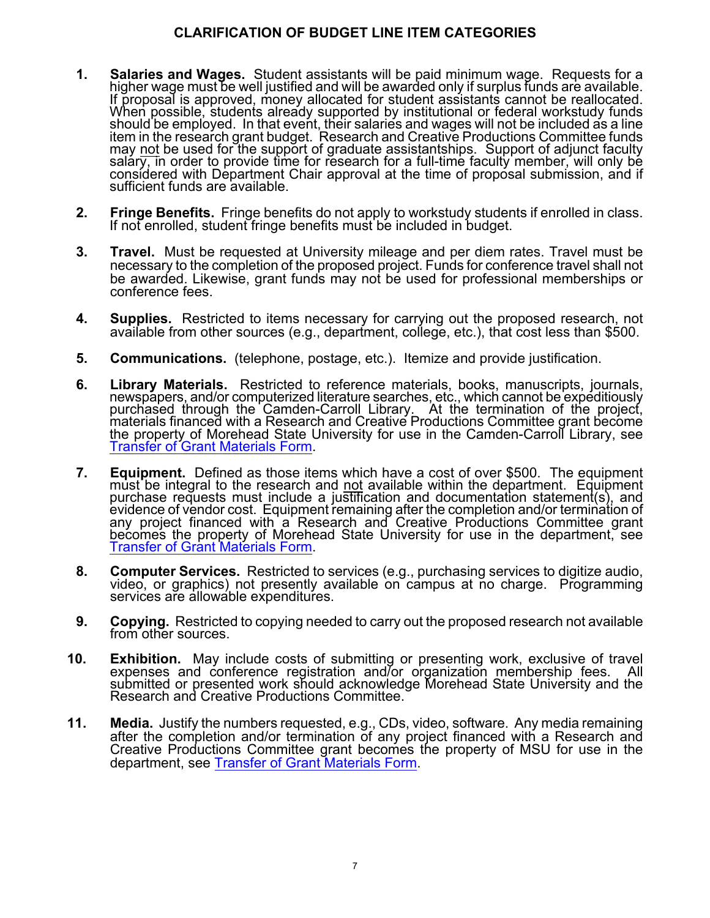## CLARIFICATION OF BUDGET LINE ITEM CATEGORIES

1. **Salaries and Wages.** Student assistants will be paid minimum wage. Requests for a higher wage must be well justified and will be awarded only if surplus funds are available. If proposal is approved, money allocated for student assistants cannot be reallocated. When possible, students already supported by institutional or federal workstudy funds should be employed. In that event, their salaries and wages will not be included as a line item in the research grant budget. Research and Creative Productions Committee funds may not be used for the support of graduate assistantships. Support of adjunct faculty salary, in order to provide time for research for a full-time faculty member, will only be considered with Department Chair approval at the time of proposal submission, and if sufficient funds are available.

2. **Fringe Benefits.** Fringe benefits do not apply to workstudy students if enrolled in class. If not enrolled, student fringe benefits must be included in budget.

3. **Travel.** Must be requested at University mileage and per diem rates. Travel must be necessary to the completion of the proposed project. Funds for conference travel shall not be awarded. Likewise, grant funds may not be used for professional memberships or conference fees.

4. **Supplies.** Restricted to items necessary for carrying out the proposed research, not available from other sources (e.g., department, college, etc.), that cost less than $500.

5. **Communications.** (telephone, postage, etc.). Itemize and provide justification.

6. **Library Materials.** Restricted to reference materials, books, manuscripts, journals, newspapers, and/or computerized literature searches, etc., which cannot be expeditiously purchased through the Camden-Carroll Library. At the termination of the project, materials financed with a Research and Creative Productions Committee grant become the property of Morehead State University for use in the Camden-Carroll Library, see Transfer of Grant Materials Form.

7. **Equipment.** Defined as those items which have a cost of over $500. The equipment must be integral to the research and not available within the department. Equipment purchase requests must include a justification and documentation statement(s), and evidence of vendor cost. Equipment remaining after the completion and/or termination of any project financed with a Research and Creative Productions Committee grant becomes the property of Morehead State University for use in the department, see Transfer of Grant Materials Form.

8. **Computer Services.** Restricted to services (e.g., purchasing services to digitize audio, video, or graphics) not presently available on campus at no charge. Programming services are allowable expenditures.

9. **Copying.** Restricted to copying needed to carry out the proposed research not available from other sources.

10. **Exhibition.** May include costs of submitting or presenting work, exclusive of travel expenses and conference registration and/or organization membership fees. All submitted or presented work should acknowledge Morehead State University and the Research and Creative Productions Committee.

11. **Media.** Justify the numbers requested, e.g., CDs, video, software. Any media remaining after the completion and/or termination of any project financed with a Research and Creative Productions Committee grant becomes the property of MSU for use in the department, see Transfer of Grant Materials Form.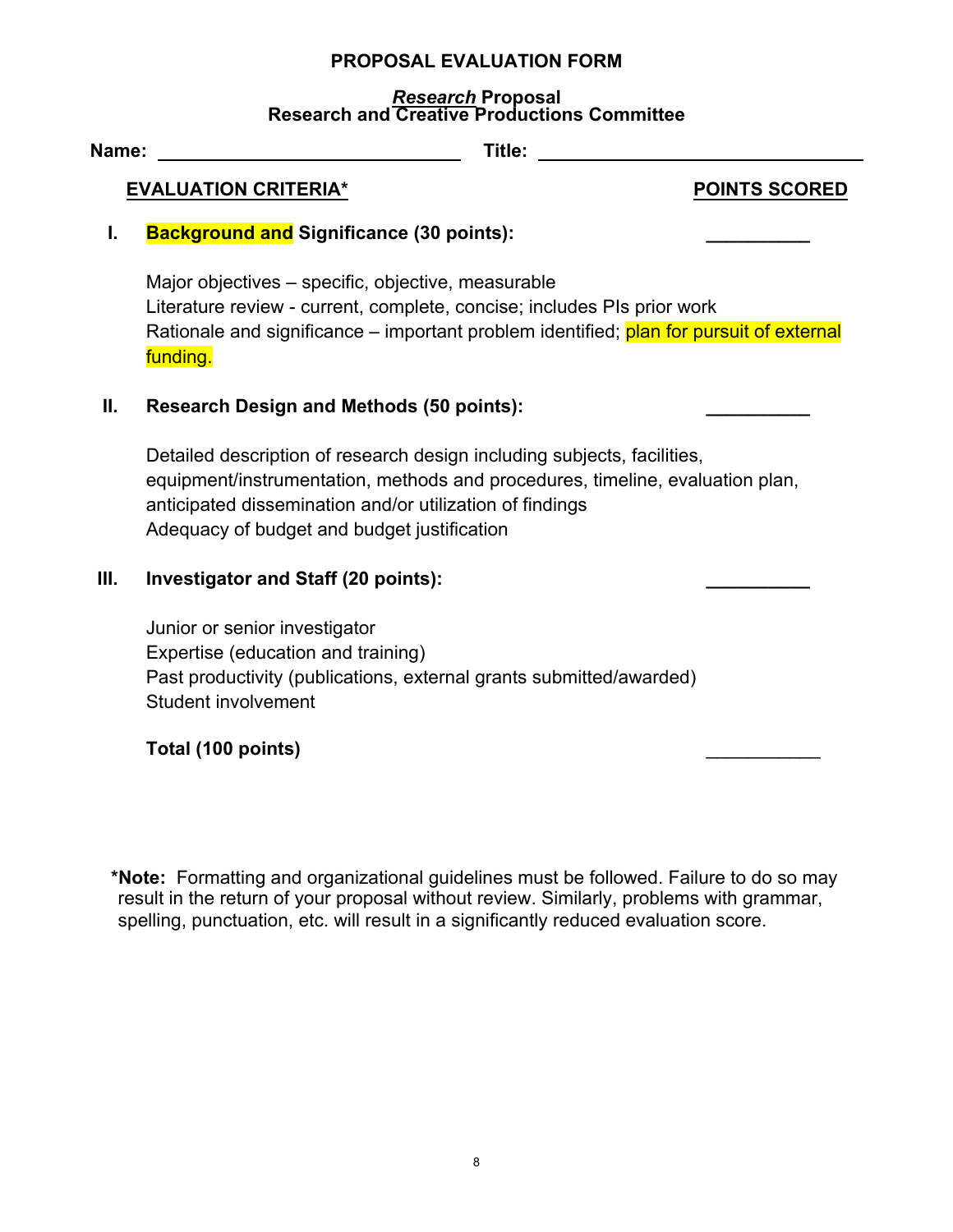# PROPOSAL EVALUATION FORM

## *Research* Proposal
## Research and Creative Productions Committee

**Name:** ______________________________ **Title:** ________________________________

**EVALUATION CRITERIA*** **POINTS SCORED**

**I. Background and Significance (30 points):** __________

Major objectives – specific, objective, measurable
Literature review - current, complete, concise; includes PIs prior work
Rationale and significance – important problem identified; plan for pursuit of external funding.

**II. Research Design and Methods (50 points):** __________

Detailed description of research design including subjects, facilities, equipment/instrumentation, methods and procedures, timeline, evaluation plan, anticipated dissemination and/or utilization of findings
Adequacy of budget and budget justification

**III. Investigator and Staff (20 points):** __________

Junior or senior investigator
Expertise (education and training)
Past productivity (publications, external grants submitted/awarded)
Student involvement

**Total (100 points)** ___________

***Note:** Formatting and organizational guidelines must be followed. Failure to do so may result in the return of your proposal without review. Similarly, problems with grammar, spelling, punctuation, etc. will result in a significantly reduced evaluation score.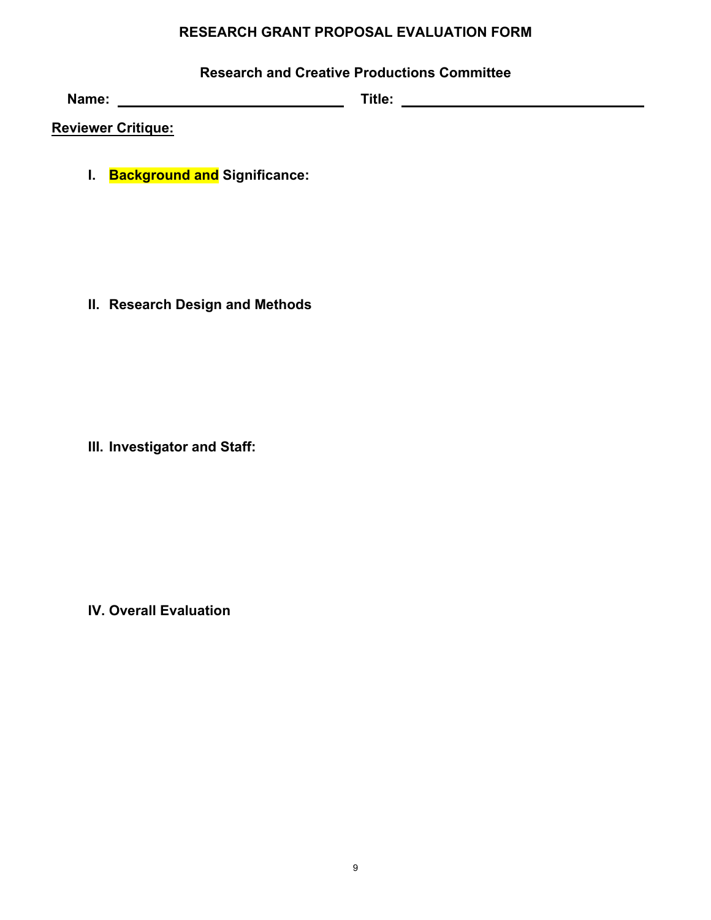# RESEARCH GRANT PROPOSAL EVALUATION FORM

**Research and Creative Productions Committee**

**Name:** ______________________________ **Title:** ________________________________

**Reviewer Critique:**

**I. Background and Significance:**

**II. Research Design and Methods**

**III. Investigator and Staff:**

**IV. Overall Evaluation**